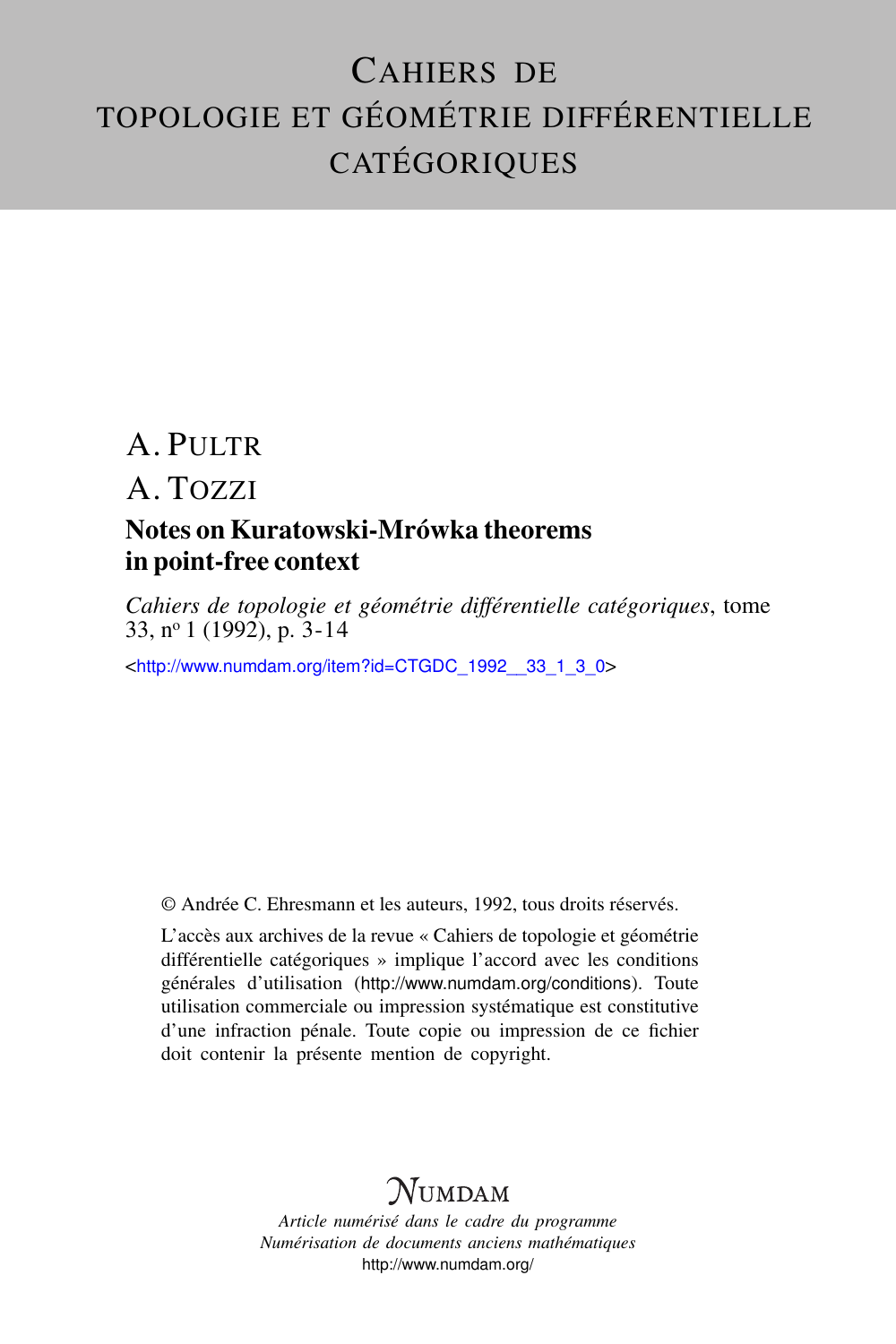# Cahiers de topologie et géométrie différentielle catégoriques

A. Pultr

A. Tozzi

## Notes on Kuratowski-Mrówka theorems in point-free context

*Cahiers de topologie et géométrie différentielle catégoriques*, tome 33, n° 1 (1992), p. 3-14

<http://www.numdam.org/item?id=CTGDC_1992__33_1_3_0>

© Andrée C. Ehresmann et les auteurs, 1992, tous droits réservés.

L'accès aux archives de la revue « Cahiers de topologie et géométrie différentielle catégoriques » implique l'accord avec les conditions générales d'utilisation (http://www.numdam.org/conditions). Toute utilisation commerciale ou impression systématique est constitutive d'une infraction pénale. Toute copie ou impression de ce fichier doit contenir la présente mention de copyright.

NUMDAM

*Article numérisé dans le cadre du programme Numérisation de documents anciens mathématiques*

http://www.numdam.org/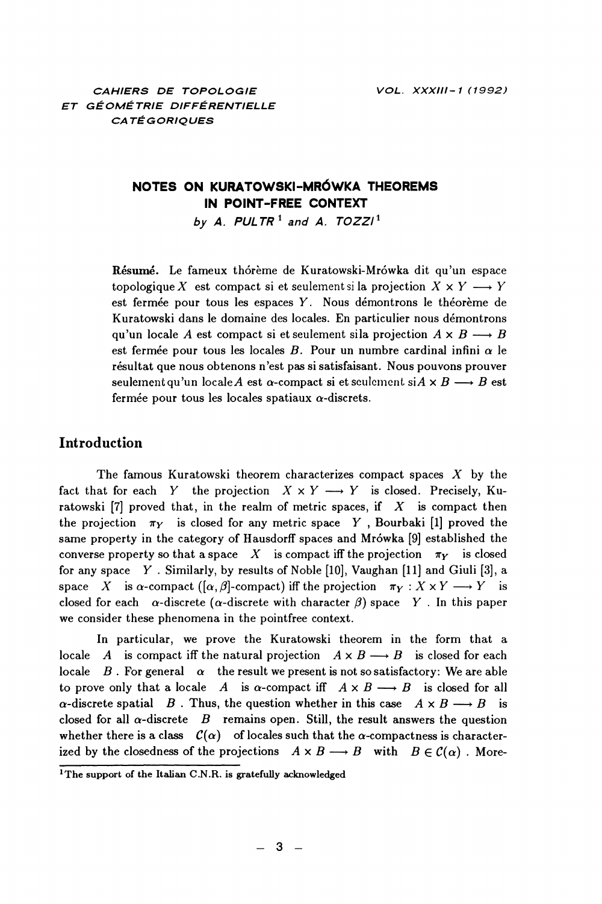CAHIERS DE TOPOLOGIE ET GÉOMÉTRIE DIFFÉRENTIELLE CATÉGORIQUES

VOL. XXXIII-1 (1992)

# NOTES ON KURATOWSKI-MRÓWKA THEOREMS IN POINT-FREE CONTEXT

*by A. PULTR*[1] *and A. TOZZI*[1]

**Résumé.** Le fameux thórème de Kuratowski-Mrówka dit qu'un espace topologique $X$ est compact si et seulement si la projection $X \times Y \longrightarrow Y$ est fermée pour tous les espaces $Y$. Nous démontrons le théorème de Kuratowski dans le domaine des locales. En particulier nous démontrons qu'un locale $A$ est compact si et seulement si la projection $A \times B \longrightarrow B$ est fermée pour tous les locales $B$. Pour un numbre cardinal infini $\alpha$ le résultat que nous obtenons n'est pas si satisfaisant. Nous pouvons prouver seulement qu'un locale $A$ est $\alpha$-compact si et seulement si $A \times B \longrightarrow B$ est fermée pour tous les locales spatiaux $\alpha$-discrets.

## Introduction

The famous Kuratowski theorem characterizes compact spaces $X$ by the fact that for each $Y$ the projection $X \times Y \longrightarrow Y$ is closed. Precisely, Kuratowski [7] proved that, in the realm of metric spaces, if $X$ is compact then the projection $\pi_Y$ is closed for any metric space $Y$, Bourbaki [1] proved the same property in the category of Hausdorff spaces and Mrówka [9] established the converse property so that a space $X$ is compact iff the projection $\pi_Y$ is closed for any space $Y$. Similarly, by results of Noble [10], Vaughan [11] and Giuli [3], a space $X$ is $\alpha$-compact ($[\alpha, \beta]$-compact) iff the projection $\pi_Y : X \times Y \longrightarrow Y$ is closed for each $\alpha$-discrete ($\alpha$-discrete with character $\beta$) space $Y$. In this paper we consider these phenomena in the pointfree context.

In particular, we prove the Kuratowski theorem in the form that a locale $A$ is compact iff the natural projection $A \times B \longrightarrow B$ is closed for each locale $B$. For general $\alpha$ the result we present is not so satisfactory: We are able to prove only that a locale $A$ is $\alpha$-compact iff $A \times B \longrightarrow B$ is closed for all $\alpha$-discrete spatial $B$. Thus, the question whether in this case $A \times B \longrightarrow B$ is closed for all $\alpha$-discrete $B$ remains open. Still, the result answers the question whether there is a class $\mathcal{C}(\alpha)$ of locales such that the $\alpha$-compactness is characterized by the closedness of the projections $A \times B \longrightarrow B$ with $B \in \mathcal{C}(\alpha)$. More-

[1] The support of the Italian C.N.R. is gratefully acknowledged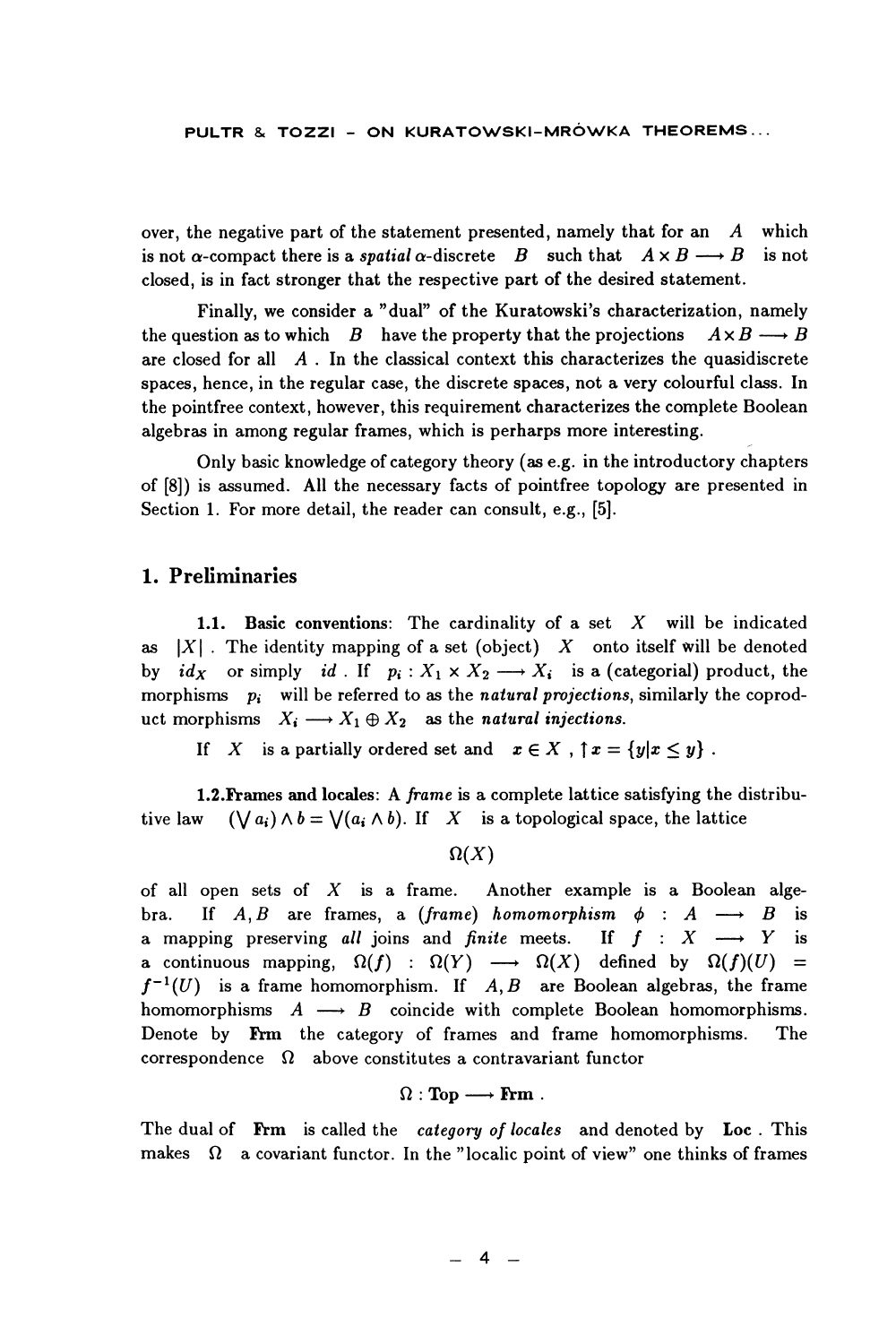over, the negative part of the statement presented, namely that for an $A$ which is not $\alpha$-compact there is a *spatial* $\alpha$-discrete $B$ such that $A \times B \longrightarrow B$ is not closed, is in fact stronger that the respective part of the desired statement.

Finally, we consider a "dual" of the Kuratowski's characterization, namely the question as to which $B$ have the property that the projections $A \times B \longrightarrow B$ are closed for all $A$. In the classical context this characterizes the quasidiscrete spaces, hence, in the regular case, the discrete spaces, not a very colourful class. In the pointfree context, however, this requirement characterizes the complete Boolean algebras in among regular frames, which is perhaps more interesting.

Only basic knowledge of category theory (as e.g. in the introductory chapters of [8]) is assumed. All the necessary facts of pointfree topology are presented in Section 1. For more detail, the reader can consult, e.g., [5].

## 1. Preliminaries

**1.1. Basic conventions**: The cardinality of a set $X$ will be indicated as $|X|$. The identity mapping of a set (object) $X$ onto itself will be denoted by $id_X$ or simply $id$. If $p_i : X_1 \times X_2 \longrightarrow X_i$ is a (categorial) product, the morphisms $p_i$ will be referred to as the *natural projections*, similarly the coproduct morphisms $X_i \longrightarrow X_1 \oplus X_2$ as the *natural injections.*

If $X$ is a partially ordered set and $x \in X$, $\uparrow x = \{y | x \leq y\}$.

**1.2. Frames and locales**: A *frame* is a complete lattice satisfying the distributive law $(\bigvee a_i) \wedge b = \bigvee (a_i \wedge b)$. If $X$ is a topological space, the lattice

$$\Omega(X)$$

of all open sets of $X$ is a frame. Another example is a Boolean algebra. If $A, B$ are frames, a *(frame) homomorphism* $\phi : A \longrightarrow B$ is a mapping preserving *all* joins and *finite* meets. If $f : X \longrightarrow Y$ is a continuous mapping, $\Omega(f) : \Omega(Y) \longrightarrow \Omega(X)$ defined by $\Omega(f)(U) = f^{-1}(U)$ is a frame homomorphism. If $A, B$ are Boolean algebras, the frame homomorphisms $A \longrightarrow B$ coincide with complete Boolean homomorphisms. Denote by **Frm** the category of frames and frame homomorphisms. The correspondence $\Omega$ above constitutes a contravariant functor

$$\Omega : \mathbf{Top} \longrightarrow \mathbf{Frm}\ .$$

The dual of **Frm** is called the *category of locales* and denoted by **Loc**. This makes $\Omega$ a covariant functor. In the "localic point of view" one thinks of frames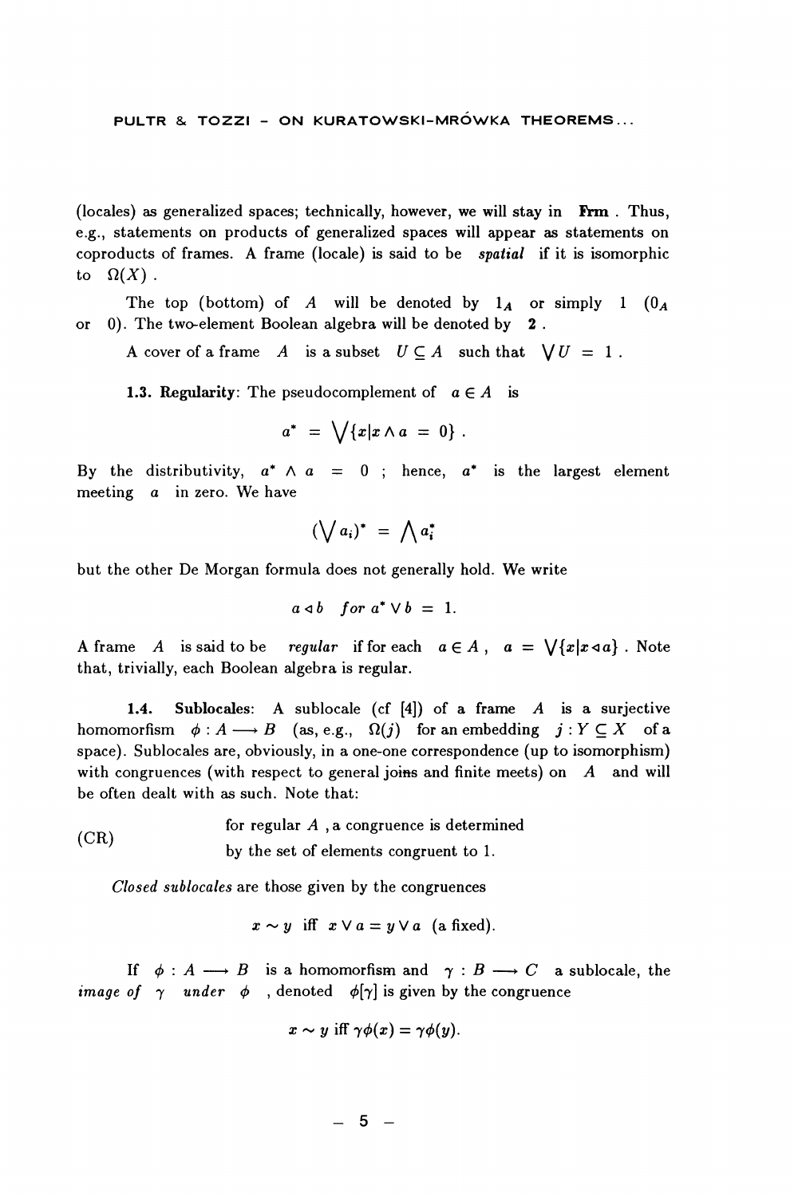(locales) as generalized spaces; technically, however, we will stay in **Frm**. Thus, e.g., statements on products of generalized spaces will appear as statements on coproducts of frames. A frame (locale) is said to be *spatial* if it is isomorphic to $\Omega(X)$.

The top (bottom) of $A$ will be denoted by $1_A$ or simply $1$ ($0_A$ or $0$). The two-element Boolean algebra will be denoted by $\mathbf{2}$.

A cover of a frame $A$ is a subset $U \subseteq A$ such that $\bigvee U = 1$.

**1.3. Regularity**: The pseudocomplement of $a \in A$ is

$$a^* = \bigvee\{x | x \wedge a = 0\}.$$

By the distributivity, $a^* \wedge a = 0$; hence, $a^*$ is the largest element meeting $a$ in zero. We have

$$(\bigvee a_i)^* = \bigwedge a_i^*$$

but the other De Morgan formula does not generally hold. We write

$$a \lhd b \quad for\ a^* \vee b = 1.$$

A frame $A$ is said to be *regular* if for each $a \in A$, $a = \bigvee\{x | x \lhd a\}$. Note that, trivially, each Boolean algebra is regular.

**1.4. Sublocales**: A sublocale (cf [4]) of a frame $A$ is a surjective homomorfism $\phi : A \longrightarrow B$ (as, e.g., $\Omega(j)$ for an embedding $j : Y \subseteq X$ of a space). Sublocales are, obviously, in a one-one correspondence (up to isomorphism) with congruences (with respect to general joins and finite meets) on $A$ and will be often dealt with as such. Note that:

(CR) for regular $A$, a congruence is determined by the set of elements congruent to 1.

*Closed sublocales* are those given by the congruences

$$x \sim y \text{ iff } x \vee a = y \vee a \text{ (a fixed).}$$

If $\phi : A \longrightarrow B$ is a homomorfism and $\gamma : B \longrightarrow C$ a sublocale, the *image of* $\gamma$ *under* $\phi$, denoted $\phi[\gamma]$ is given by the congruence

$$x \sim y \text{ iff } \gamma\phi(x) = \gamma\phi(y).$$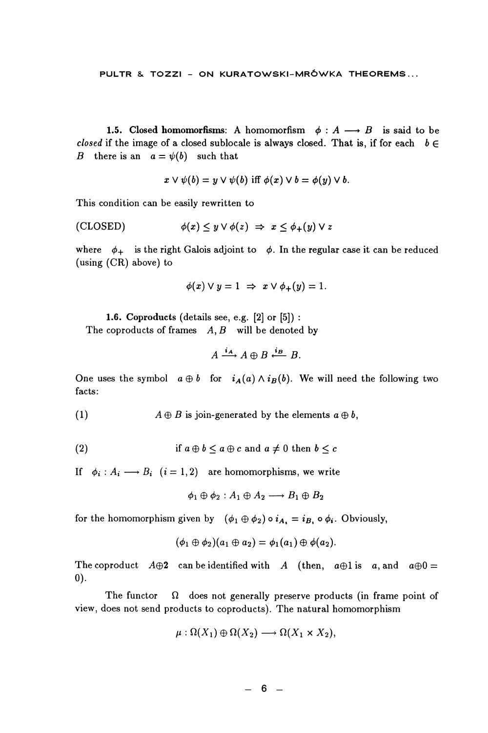**1.5. Closed homomorfisms**: A homomorfism $\phi : A \longrightarrow B$ is said to be *closed* if the image of a closed sublocale is always closed. That is, if for each $b \in B$ there is an $a = \psi(b)$ such that

$$x \vee \psi(b) = y \vee \psi(b) \text{ iff } \phi(x) \vee b = \phi(y) \vee b.$$

This condition can be easily rewritten to

$$\text{(CLOSED)} \qquad \phi(x) \leq y \vee \phi(z) \;\Rightarrow\; x \leq \phi_+(y) \vee z$$

where $\phi_+$ is the right Galois adjoint to $\phi$. In the regular case it can be reduced (using (CR) above) to

$$\phi(x) \vee y = 1 \;\Rightarrow\; x \vee \phi_+(y) = 1.$$

**1.6. Coproducts** (details see, e.g. [2] or [5]) :
The coproducts of frames $A, B$ will be denoted by

$$A \xrightarrow{i_A} A \oplus B \xleftarrow{i_B} B.$$

One uses the symbol $a \oplus b$ for $i_A(a) \wedge i_B(b)$. We will need the following two facts:

(1) $\qquad A \oplus B$ is join-generated by the elements $a \oplus b$,

(2) $\qquad$ if $a \oplus b \leq a \oplus c$ and $a \neq 0$ then $b \leq c$

If $\phi_i : A_i \longrightarrow B_i \;(i = 1, 2)$ are homomorphisms, we write

$$\phi_1 \oplus \phi_2 : A_1 \oplus A_2 \longrightarrow B_1 \oplus B_2$$

for the homomorphism given by $(\phi_1 \oplus \phi_2) \circ i_{A_i} = i_{B_i} \circ \phi_i$. Obviously,

$$(\phi_1 \oplus \phi_2)(a_1 \oplus a_2) = \phi_1(a_1) \oplus \phi(a_2).$$

The coproduct $A \oplus \mathbf{2}$ can be identified with $A$ (then, $a \oplus 1$ is $a$, and $a \oplus 0 = 0$).

The functor $\Omega$ does not generally preserve products (in frame point of view, does not send products to coproducts). The natural homomorphism

$$\mu : \Omega(X_1) \oplus \Omega(X_2) \longrightarrow \Omega(X_1 \times X_2),$$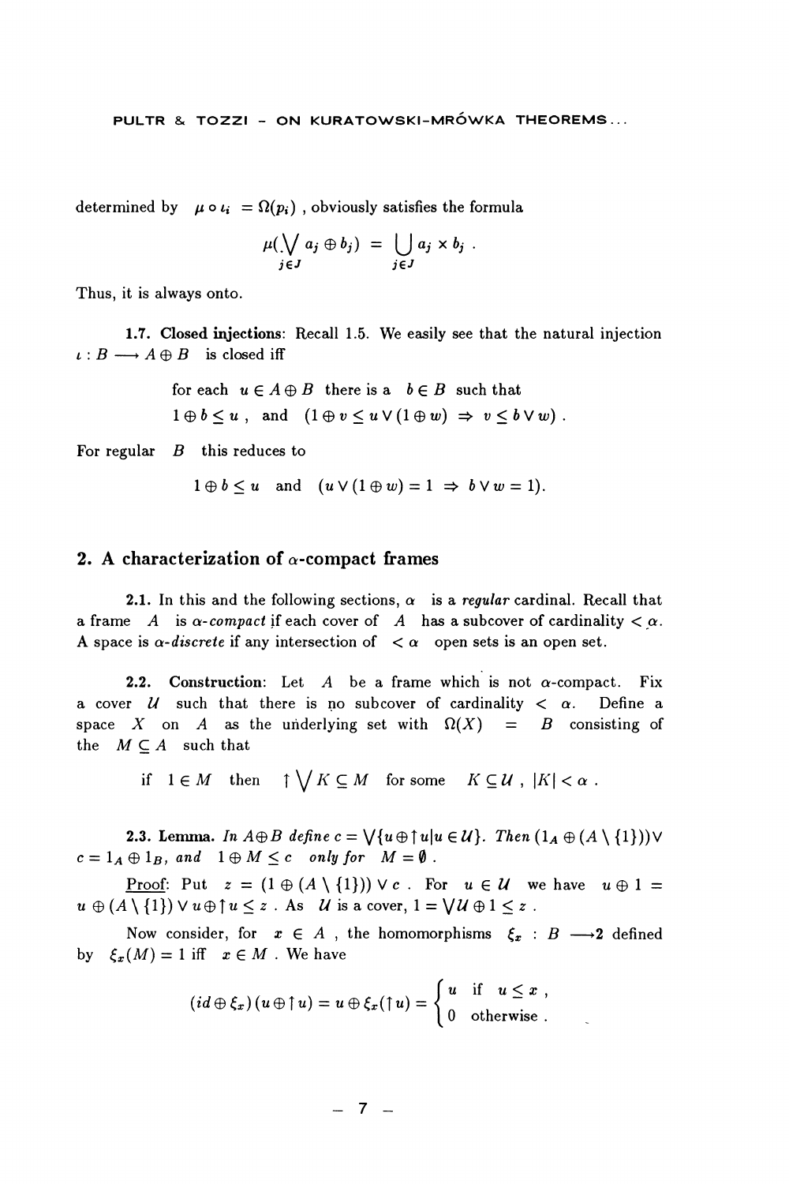determined by $\mu \circ \iota_i = \Omega(p_i)$ , obviously satisfies the formula

$$\mu(\bigvee_{j \in J} a_j \oplus b_j) = \bigcup_{j \in J} a_j \times b_j \ .$$

Thus, it is always onto.

**1.7. Closed injections**: Recall 1.5. We easily see that the natural injection $\iota : B \longrightarrow A \oplus B$ is closed iff

> for each $u \in A \oplus B$ there is a $b \in B$ such that
> $1 \oplus b \leq u$ , and $(1 \oplus v \leq u \vee (1 \oplus w) \Rightarrow v \leq b \vee w)$ .

For regular $B$ this reduces to

$$1 \oplus b \leq u \quad \text{and} \quad (u \vee (1 \oplus w) = 1 \Rightarrow b \vee w = 1).$$

## 2. A characterization of $\alpha$-compact frames

**2.1.** In this and the following sections, $\alpha$ is a *regular* cardinal. Recall that a frame $A$ is *$\alpha$-compact* if each cover of $A$ has a subcover of cardinality $< \alpha$. A space is *$\alpha$-discrete* if any intersection of $< \alpha$ open sets is an open set.

**2.2. Construction**: Let $A$ be a frame which is not $\alpha$-compact. Fix a cover $\mathcal{U}$ such that there is no subcover of cardinality $< \alpha$. Define a space $X$ on $A$ as the underlying set with $\Omega(X) = B$ consisting of the $M \subseteq A$ such that

$$\text{if} \quad 1 \in M \quad \text{then} \quad \uparrow \bigvee K \subseteq M \quad \text{for some} \quad K \subseteq \mathcal{U} \ , \ |K| < \alpha \ .$$

**2.3. Lemma.** *In $A \oplus B$ define $c = \bigvee\{u \oplus \uparrow u | u \in \mathcal{U}\}$. Then $(1_A \oplus (A \setminus \{1\})) \vee c = 1_A \oplus 1_B$, and $1 \oplus M \leq c$ only for $M = \emptyset$ .*

Proof: Put $z = (1 \oplus (A \setminus \{1\})) \vee c$ . For $u \in \mathcal{U}$ we have $u \oplus 1 = u \oplus (A \setminus \{1\}) \vee u \oplus \uparrow u \leq z$ . As $\mathcal{U}$ is a cover, $1 = \bigvee \mathcal{U} \oplus 1 \leq z$ .

Now consider, for $x \in A$ , the homomorphisms $\xi_x : B \longrightarrow \mathbf{2}$ defined by $\xi_x(M) = 1$ iff $x \in M$ . We have

$$(id \oplus \xi_x)(u \oplus \uparrow u) = u \oplus \xi_x(\uparrow u) = \begin{cases} u & \text{if} \quad u \leq x \ , \\ 0 & \text{otherwise} \ . \end{cases}$$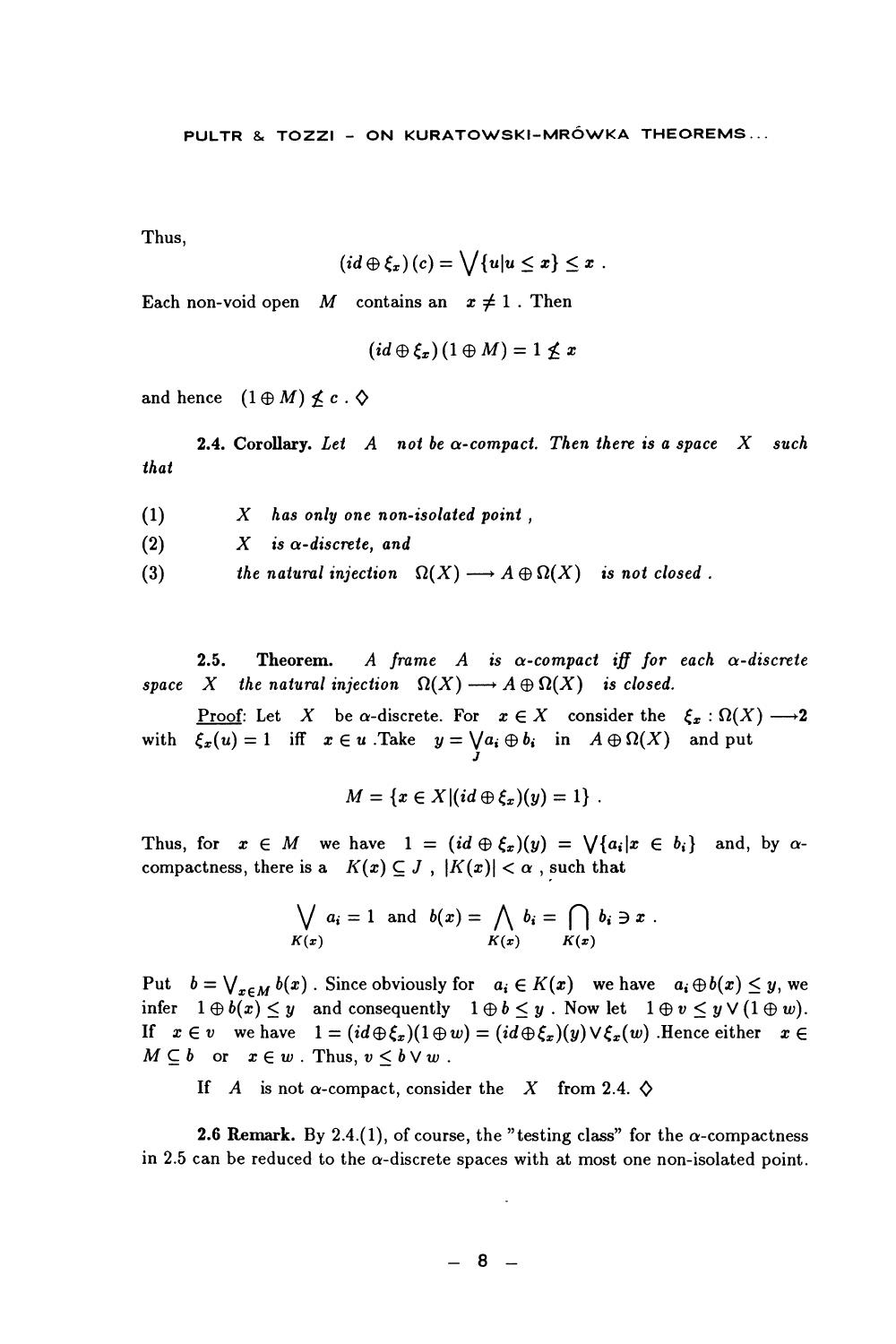Thus,

$$(id \oplus \xi_x)(c) = \bigvee \{u | u \leq x\} \leq x .$$

Each non-void open $M$ contains an $x \neq 1$ . Then

$$(id \oplus \xi_x)(1 \oplus M) = 1 \not\leq x$$

and hence $(1 \oplus M) \not\leq c$ . ◊

**2.4. Corollary.** *Let $A$ not be $\alpha$-compact. Then there is a space $X$ such that*

(1) *$X$ has only one non-isolated point ,*

(2) *$X$ is $\alpha$-discrete, and*

(3) *the natural injection $\Omega(X) \longrightarrow A \oplus \Omega(X)$ is not closed .*

**2.5. Theorem.** *A frame $A$ is $\alpha$-compact iff for each $\alpha$-discrete space $X$ the natural injection $\Omega(X) \longrightarrow A \oplus \Omega(X)$ is closed.*

Proof: Let $X$ be $\alpha$-discrete. For $x \in X$ consider the $\xi_x : \Omega(X) \longrightarrow \mathbf{2}$ with $\xi_x(u) = 1$ iff $x \in u$ .Take $y = \bigvee_J a_i \oplus b_i$ in $A \oplus \Omega(X)$ and put

$$M = \{x \in X | (id \oplus \xi_x)(y) = 1\} .$$

Thus, for $x \in M$ we have $1 = (id \oplus \xi_x)(y) = \bigvee \{a_i | x \in b_i\}$ and, by $\alpha$-compactness, there is a $K(x) \subseteq J$ , $|K(x)| < \alpha$ , such that

$$\bigvee_{K(x)} a_i = 1 \text{ and } b(x) = \bigwedge_{K(x)} b_i = \bigcap_{K(x)} b_i \ni x .$$

Put $b = \bigvee_{x \in M} b(x)$ . Since obviously for $a_i \in K(x)$ we have $a_i \oplus b(x) \leq y$, we infer $1 \oplus b(x) \leq y$ and consequently $1 \oplus b \leq y$ . Now let $1 \oplus v \leq y \vee (1 \oplus w)$. If $x \in v$ we have $1 = (id \oplus \xi_x)(1 \oplus w) = (id \oplus \xi_x)(y) \vee \xi_x(w)$ .Hence either $x \in M \subseteq b$ or $x \in w$ . Thus, $v \leq b \vee w$ .

If $A$ is not $\alpha$-compact, consider the $X$ from 2.4. ◊

**2.6 Remark.** By 2.4.(1), of course, the "testing class" for the $\alpha$-compactness in 2.5 can be reduced to the $\alpha$-discrete spaces with at most one non-isolated point.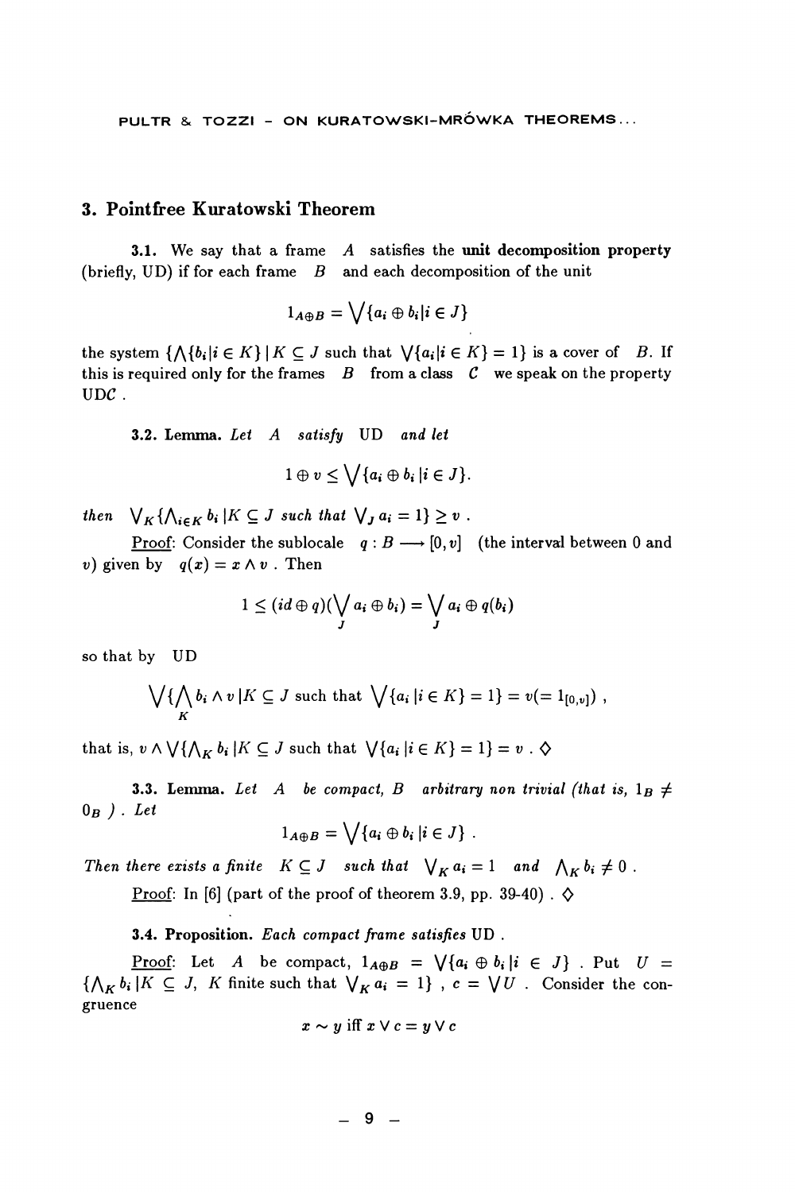## 3. Pointfree Kuratowski Theorem

**3.1.** We say that a frame $A$ satisfies the **unit decomposition property** (briefly, UD) if for each frame $B$ and each decomposition of the unit

$$1_{A\oplus B} = \bigvee\{a_i \oplus b_i | i \in J\}$$

the system $\{\bigwedge\{b_i | i \in K\} \mid K \subseteq J$ such that $\bigvee\{a_i | i \in K\} = 1\}$ is a cover of $B$. If this is required only for the frames $B$ from a class $\mathcal{C}$ we speak on the property UD$\mathcal{C}$.

**3.2. Lemma.** *Let $A$ satisfy* UD *and let*

$$1 \oplus v \leq \bigvee\{a_i \oplus b_i \, | i \in J\}.$$

*then* $\bigvee_K\{\bigwedge_{i\in K} b_i \, | K \subseteq J$ *such that* $\bigvee_J a_i = 1\} \geq v$ .

Proof: Consider the sublocale $q : B \longrightarrow [0, v]$ (the interval between 0 and $v$) given by $q(x) = x \wedge v$ . Then

$$1 \leq (id \oplus q)(\bigvee_J a_i \oplus b_i) = \bigvee_J a_i \oplus q(b_i)$$

so that by UD

$$\bigvee\{\bigwedge_K b_i \wedge v \, | K \subseteq J \text{ such that } \bigvee\{a_i \, | i \in K\} = 1\} = v (= 1_{[0,v]}) ,$$

that is, $v \wedge \bigvee\{\bigwedge_K b_i \, | K \subseteq J$ such that $\bigvee\{a_i \, | i \in K\} = 1\} = v$ . ◊

**3.3. Lemma.** *Let $A$ be compact, $B$ arbitrary non trivial (that is, $1_B \neq 0_B$ ). Let*

$$1_{A\oplus B} = \bigvee\{a_i \oplus b_i \, | i \in J\} .$$

*Then there exists a finite $K \subseteq J$ such that $\bigvee_K a_i = 1$ and $\bigwedge_K b_i \neq 0$ .*

Proof: In [6] (part of the proof of theorem 3.9, pp. 39-40) . ◊

**3.4. Proposition.** *Each compact frame satisfies* UD .

Proof: Let $A$ be compact, $1_{A\oplus B} = \bigvee\{a_i \oplus b_i \, | i \in J\}$ . Put $U = \{\bigwedge_K b_i \, | K \subseteq J,\ K$ finite such that $\bigvee_K a_i = 1\}$ , $c = \bigvee U$ . Consider the congruence

$$x \sim y \text{ iff } x \vee c = y \vee c$$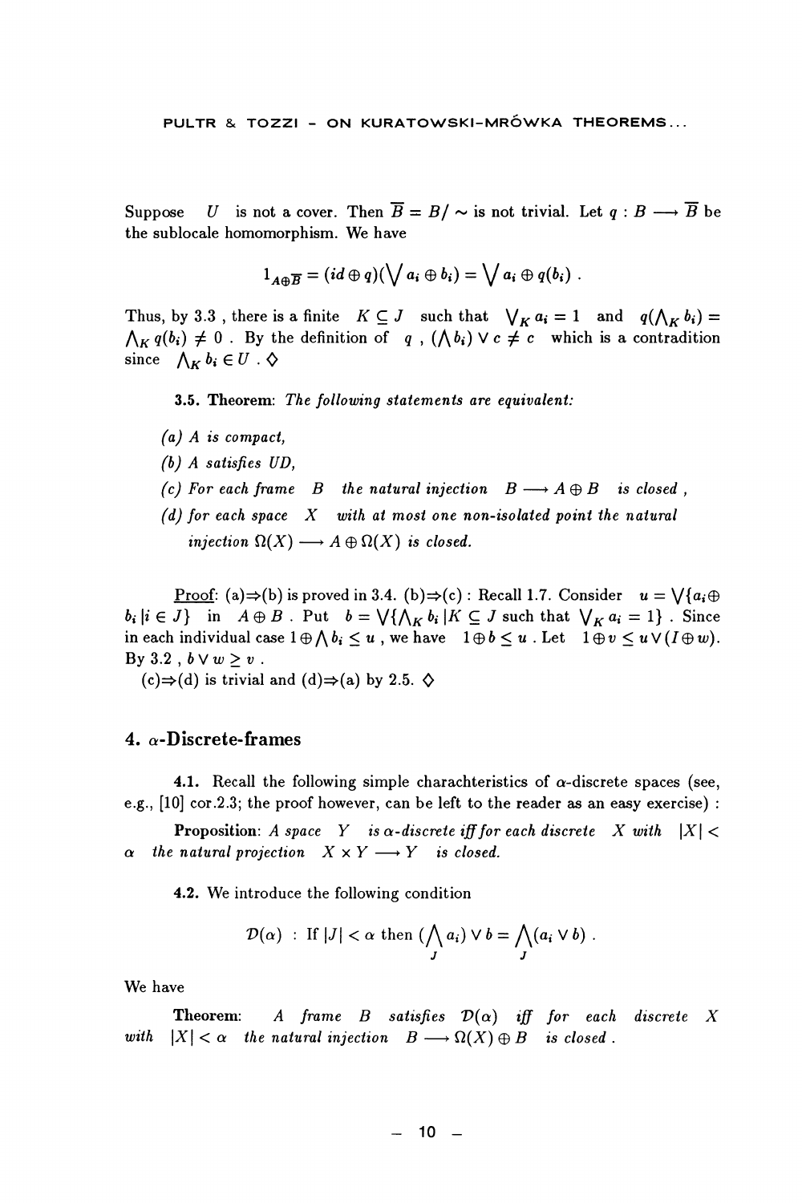Suppose $U$ is not a cover. Then $\overline{B} = B/\sim$ is not trivial. Let $q : B \longrightarrow \overline{B}$ be the sublocale homomorphism. We have

$$1_{A\oplus\overline{B}} = (id \oplus q)(\bigvee a_i \oplus b_i) = \bigvee a_i \oplus q(b_i) .$$

Thus, by 3.3 , there is a finite $K \subseteq J$ such that $\bigvee_K a_i = 1$ and $q(\bigwedge_K b_i) = \bigwedge_K q(b_i) \neq 0$ . By the definition of $q$ , $(\bigwedge b_i) \vee c \neq c$ which is a contradition since $\bigwedge_K b_i \in U$ . ◇

**3.5. Theorem:** *The following statements are equivalent:*

*(a) A is compact,*

*(b) A satisfies UD,*

*(c) For each frame $B$ the natural injection $B \longrightarrow A \oplus B$ is closed ,*

*(d) for each space $X$ with at most one non-isolated point the natural injection $\Omega(X) \longrightarrow A \oplus \Omega(X)$ is closed.*

Proof: (a)⇒(b) is proved in 3.4. (b)⇒(c) : Recall 1.7. Consider $u = \bigvee\{a_i \oplus b_i \,|i \in J\}$ in $A \oplus B$ . Put $b = \bigvee\{\bigwedge_K b_i \,|K \subseteq J$ such that $\bigvee_K a_i = 1\}$ . Since in each individual case $1 \oplus \bigwedge b_i \leq u$ , we have $1 \oplus b \leq u$ . Let $1 \oplus v \leq u \vee (I \oplus w)$. By 3.2 , $b \vee w \geq v$ .

(c)⇒(d) is trivial and (d)⇒(a) by 2.5. ◇

## 4. $\alpha$-Discrete-frames

**4.1.** Recall the following simple charachteristics of $\alpha$-discrete spaces (see, e.g., [10] cor.2.3; the proof however, can be left to the reader as an easy exercise) :

**Proposition:** *A space $Y$ is $\alpha$-discrete iff for each discrete $X$ with $|X| < \alpha$ the natural projection $X \times Y \longrightarrow Y$ is closed.*

**4.2.** We introduce the following condition

$$\mathcal{D}(\alpha) \ : \ \text{If } |J| < \alpha \text{ then } (\bigwedge_J a_i) \vee b = \bigwedge_J (a_i \vee b) .$$

We have

**Theorem:** *A frame $B$ satisfies $\mathcal{D}(\alpha)$ iff for each discrete $X$ with $|X| < \alpha$ the natural injection $B \longrightarrow \Omega(X) \oplus B$ is closed .*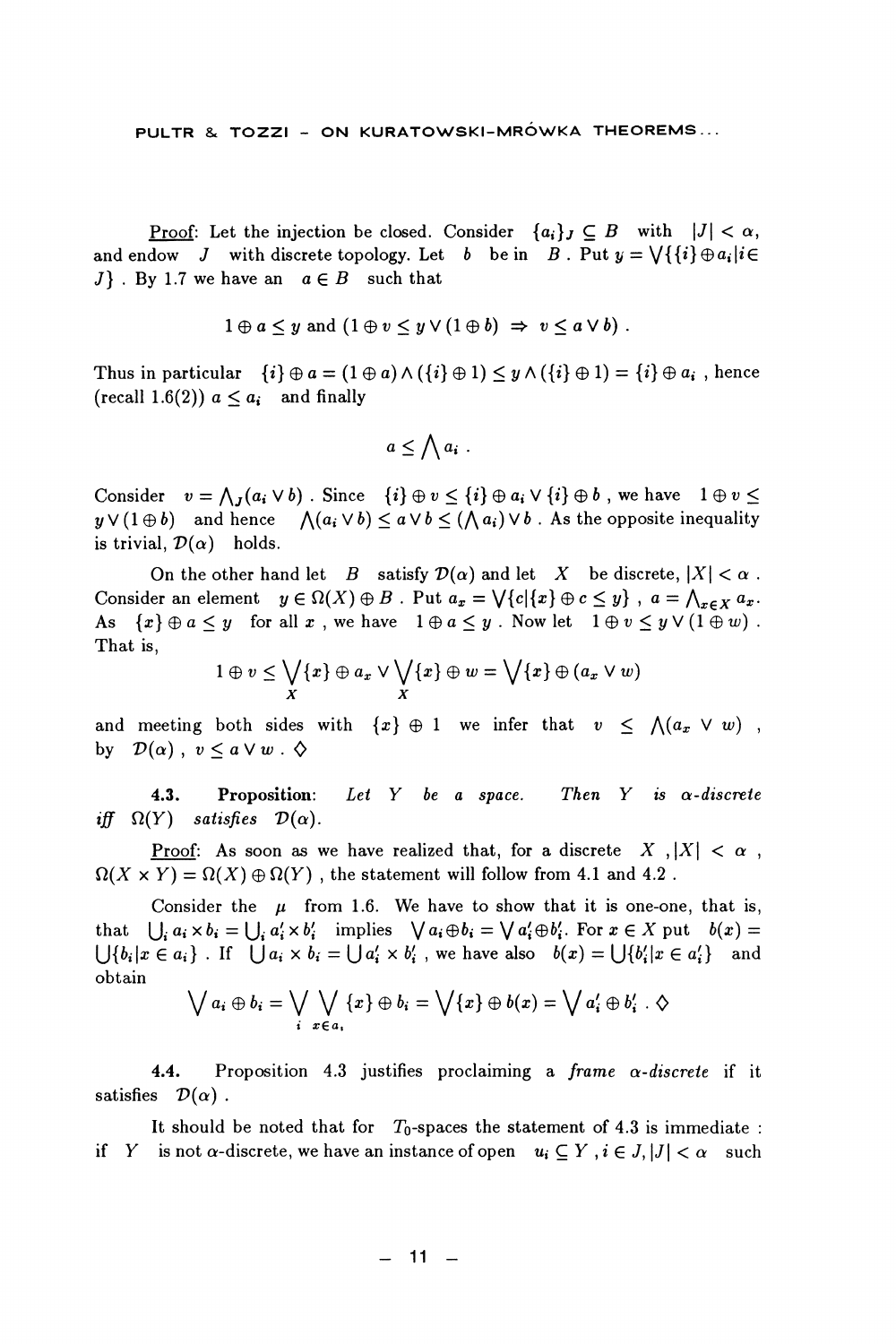Proof: Let the injection be closed. Consider $\{a_i\}_J \subseteq B$ with $|J| < \alpha$, and endow $J$ with discrete topology. Let $b$ be in $B$. Put $y = \bigvee\{\{i\} \oplus a_i | i \in J\}$. By 1.7 we have an $a \in B$ such that

$$1 \oplus a \leq y \text{ and } (1 \oplus v \leq y \vee (1 \oplus b) \Rightarrow v \leq a \vee b).$$

Thus in particular $\{i\} \oplus a = (1 \oplus a) \wedge (\{i\} \oplus 1) \leq y \wedge (\{i\} \oplus 1) = \{i\} \oplus a_i$, hence (recall 1.6(2)) $a \leq a_i$ and finally

$$a \leq \bigwedge a_i .$$

Consider $v = \bigwedge_J (a_i \vee b)$. Since $\{i\} \oplus v \leq \{i\} \oplus a_i \vee \{i\} \oplus b$, we have $1 \oplus v \leq y \vee (1 \oplus b)$ and hence $\bigwedge(a_i \vee b) \leq a \vee b \leq (\bigwedge a_i) \vee b$. As the opposite inequality is trivial, $\mathcal{D}(\alpha)$ holds.

On the other hand let $B$ satisfy $\mathcal{D}(\alpha)$ and let $X$ be discrete, $|X| < \alpha$. Consider an element $y \in \Omega(X) \oplus B$. Put $a_x = \bigvee\{c | \{x\} \oplus c \leq y\}$, $a = \bigwedge_{x \in X} a_x$. As $\{x\} \oplus a \leq y$ for all $x$, we have $1 \oplus a \leq y$. Now let $1 \oplus v \leq y \vee (1 \oplus w)$. That is,

$$1 \oplus v \leq \bigvee_X \{x\} \oplus a_x \vee \bigvee_X \{x\} \oplus w = \bigvee \{x\} \oplus (a_x \vee w)$$

and meeting both sides with $\{x\} \oplus 1$ we infer that $v \leq \bigwedge(a_x \vee w)$, by $\mathcal{D}(\alpha)$, $v \leq a \vee w$. ◊

**4.3. Proposition:** *Let $Y$ be a space. Then $Y$ is $\alpha$-discrete iff $\Omega(Y)$ satisfies $\mathcal{D}(\alpha)$.*

Proof: As soon as we have realized that, for a discrete $X$, $|X| < \alpha$, $\Omega(X \times Y) = \Omega(X) \oplus \Omega(Y)$, the statement will follow from 4.1 and 4.2.

Consider the $\mu$ from 1.6. We have to show that it is one-one, that is, that $\bigcup_i a_i \times b_i = \bigcup_i a'_i \times b'_i$ implies $\bigvee a_i \oplus b_i = \bigvee a'_i \oplus b'_i$. For $x \in X$ put $b(x) = \bigcup\{b_i | x \in a_i\}$. If $\bigcup a_i \times b_i = \bigcup a'_i \times b'_i$, we have also $b(x) = \bigcup\{b'_i | x \in a'_i\}$ and obtain

$$\bigvee a_i \oplus b_i = \bigvee_i \bigvee_{x \in a_i} \{x\} \oplus b_i = \bigvee \{x\} \oplus b(x) = \bigvee a'_i \oplus b'_i . ◊$$

**4.4.** Proposition 4.3 justifies proclaiming a *frame $\alpha$-discrete* if it satisfies $\mathcal{D}(\alpha)$.

It should be noted that for $T_0$-spaces the statement of 4.3 is immediate : if $Y$ is not $\alpha$-discrete, we have an instance of open $u_i \subseteq Y$, $i \in J$, $|J| < \alpha$ such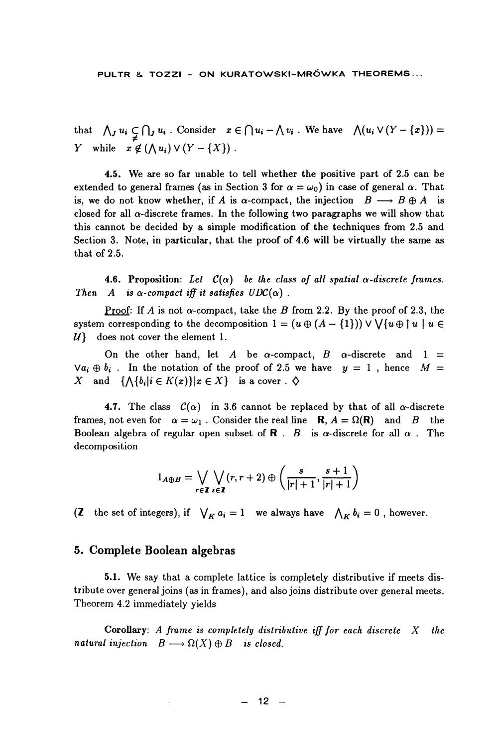that $\bigwedge_J u_i \subsetneq \bigcap_J u_i$ . Consider $x \in \bigcap u_i - \bigwedge v_i$ . We have $\bigwedge(u_i \vee (Y - \{x\})) = Y$ while $x \notin (\bigwedge u_i) \vee (Y - \{X\})$ .

**4.5.** We are so far unable to tell whether the positive part of 2.5 can be extended to general frames (as in Section 3 for $\alpha = \omega_0$) in case of general $\alpha$. That is, we do not know whether, if $A$ is $\alpha$-compact, the injection $B \longrightarrow B \oplus A$ is closed for all $\alpha$-discrete frames. In the following two paragraphs we will show that this cannot be decided by a simple modification of the techniques from 2.5 and Section 3. Note, in particular, that the proof of 4.6 will be virtually the same as that of 2.5.

**4.6. Proposition:** *Let $\mathcal{C}(\alpha)$ be the class of all spatial $\alpha$-discrete frames. Then $A$ is $\alpha$-compact iff it satisfies $UDC(\alpha)$ .*

Proof: If $A$ is not $\alpha$-compact, take the $B$ from 2.2. By the proof of 2.3, the system corresponding to the decomposition $1 = (u \oplus (A - \{1\})) \vee \bigvee\{u \oplus \uparrow u \mid u \in \mathcal{U}\}$ does not cover the element 1.

On the other hand, let $A$ be $\alpha$-compact, $B$ $\alpha$-discrete and $1 = \bigvee a_i \oplus b_i$ . In the notation of the proof of 2.5 we have $y = 1$ , hence $M = X$ and $\{\bigwedge\{b_i | i \in K(x)\} | x \in X\}$ is a cover . $\diamondsuit$

**4.7.** The class $\mathcal{C}(\alpha)$ in 3.6 cannot be replaced by that of all $\alpha$-discrete frames, not even for $\alpha = \omega_1$ . Consider the real line $\mathbf{R}$, $A = \Omega(\mathbf{R})$ and $B$ the Boolean algebra of regular open subset of $\mathbf{R}$ . $B$ is $\alpha$-discrete for all $\alpha$ . The decomposition

$$1_{A \oplus B} = \bigvee_{r \in \mathbf{Z}} \bigvee_{s \in \mathbf{Z}} (r, r+2) \oplus \left(\frac{s}{|r|+1}, \frac{s+1}{|r|+1}\right)$$

($\mathbf{Z}$ the set of integers), if $\bigvee_K a_i = 1$ we always have $\bigwedge_K b_i = 0$ , however.

## 5. Complete Boolean algebras

**5.1.** We say that a complete lattice is completely distributive if meets distribute over general joins (as in frames), and also joins distribute over general meets. Theorem 4.2 immediately yields

**Corollary:** *A frame is completely distributive iff for each discrete $X$ the natural injection $B \longrightarrow \Omega(X) \oplus B$ is closed.*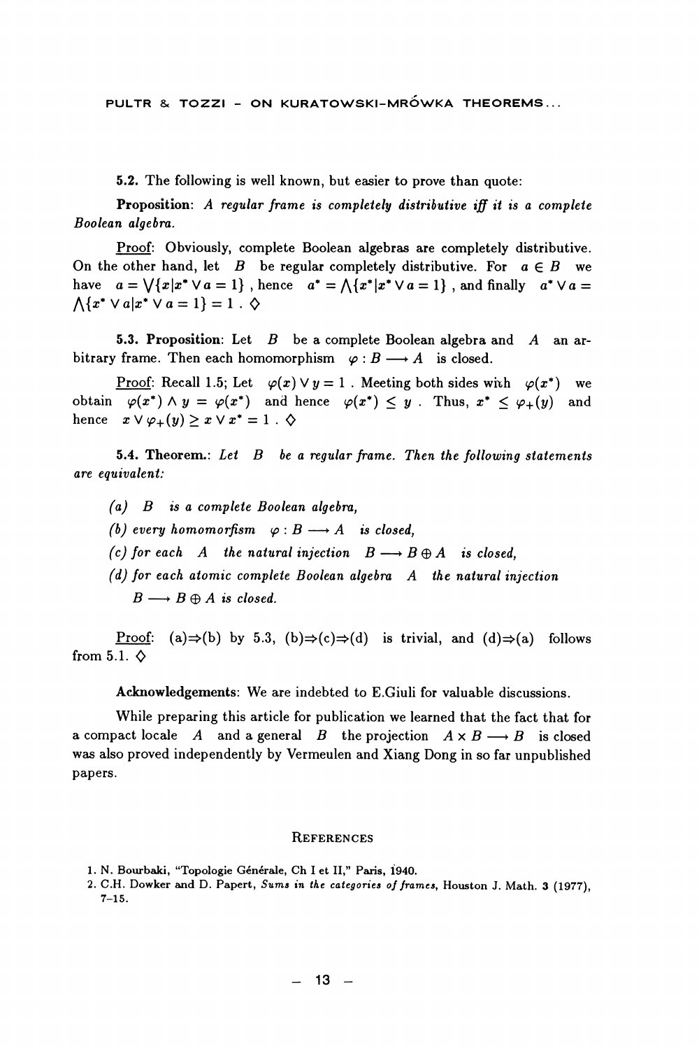**5.2.** The following is well known, but easier to prove than quote:

**Proposition**: *A regular frame is completely distributive iff it is a complete Boolean algebra.*

Proof: Obviously, complete Boolean algebras are completely distributive. On the other hand, let $B$ be regular completely distributive. For $a \in B$ we have $a = \bigvee\{x | x^* \vee a = 1\}$ , hence $a^* = \bigwedge\{x^* | x^* \vee a = 1\}$ , and finally $a^* \vee a = \bigwedge\{x^* \vee a | x^* \vee a = 1\} = 1$ . ◇

**5.3. Proposition**: Let $B$ be a complete Boolean algebra and $A$ an arbitrary frame. Then each homomorphism $\varphi : B \longrightarrow A$ is closed.

Proof: Recall 1.5; Let $\varphi(x) \vee y = 1$ . Meeting both sides wich $\varphi(x^*)$ we obtain $\varphi(x^*) \wedge y = \varphi(x^*)$ and hence $\varphi(x^*) \leq y$ . Thus, $x^* \leq \varphi_+(y)$ and hence $x \vee \varphi_+(y) \geq x \vee x^* = 1$ . ◇

**5.4. Theorem.**: *Let $B$ be a regular frame. Then the following statements are equivalent:*

*(a) $B$ is a complete Boolean algebra,*

*(b) every homomorfism $\varphi : B \longrightarrow A$ is closed,*

*(c) for each $A$ the natural injection $B \longrightarrow B \oplus A$ is closed,*

*(d) for each atomic complete Boolean algebra $A$ the natural injection $B \longrightarrow B \oplus A$ is closed.*

Proof: (a)⇒(b) by 5.3, (b)⇒(c)⇒(d) is trivial, and (d)⇒(a) follows from 5.1. ◇

**Acknowledgements**: We are indebted to E.Giuli for valuable discussions.

While preparing this article for publication we learned that the fact that for a compact locale $A$ and a general $B$ the projection $A \times B \longrightarrow B$ is closed was also proved independently by Vermeulen and Xiang Dong in so far unpublished papers.

## References

1. N. Bourbaki, "Topologie Générale, Ch I et II," Paris, 1940.
2. C.H. Dowker and D. Papert, *Sums in the categories of frames*, Houston J. Math. **3** (1977), 7–15.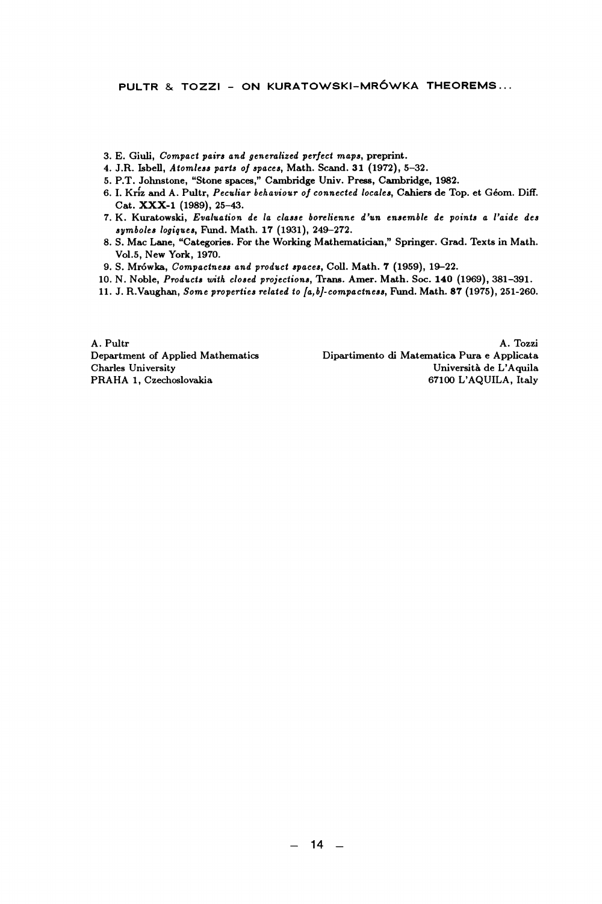3. E. Giuli, *Compact pairs and generalized perfect maps*, preprint.
4. J.R. Isbell, *Atomless parts of spaces*, Math. Scand. **31** (1972), 5–32.
5. P.T. Johnstone, "Stone spaces," Cambridge Univ. Press, Cambridge, 1982.
6. I. Kříz and A. Pultr, *Peculiar behaviour of connected locales*, Cahiers de Top. et Géom. Diff. Cat. **XXX-1** (1989), 25–43.
7. K. Kuratowski, *Evaluation de la classe borelienne d'un ensemble de points a l'aide des symboles logiques*, Fund. Math. **17** (1931), 249–272.
8. S. Mac Lane, "Categories. For the Working Mathematician," Springer. Grad. Texts in Math. Vol.5, New York, 1970.
9. S. Mrówka, *Compactness and product spaces*, Coll. Math. **7** (1959), 19–22.
10. N. Noble, *Products with closed projections*, Trans. Amer. Math. Soc. **140** (1969), 381–391.
11. J. R.Vaughan, *Some properties related to [a,b]-compactness*, Fund. Math. **87** (1975), 251-260.

A. Pultr
Department of Applied Mathematics
Charles University
PRAHA 1, Czechoslovakia

A. Tozzi
Dipartimento di Matematica Pura e Applicata
Università de L'Aquila
67100 L'AQUILA, Italy